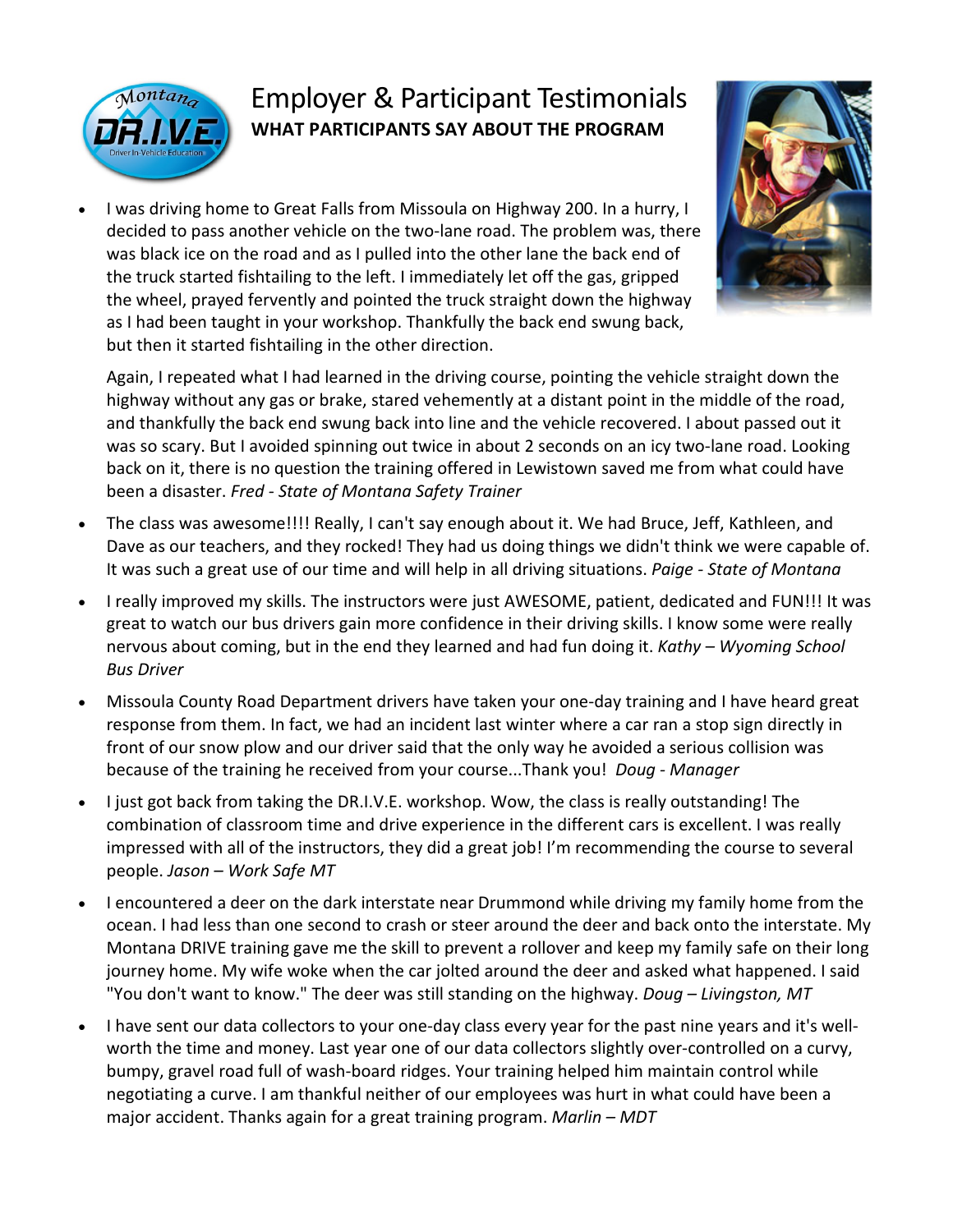# Employer & Participant Testimonials

## WHAT PARTICIPANTS SAY ABOUT THE PROGRAM

- I was driving home to Great Falls from Missoula on Highway 200. In a hurry, I decided to pass another vehicle on the two-lane road. The problem was, there was black ice on the road and as I pulled into the other lane the back end of the truck started fishtailing to the left. I immediately let off the gas, gripped the wheel, prayed fervently and pointed the truck straight down the highway as I had been taught in your workshop. Thankfully the back end swung back, but then it started fishtailing in the other direction.

  Again, I repeated what I had learned in the driving course, pointing the vehicle straight down the highway without any gas or brake, stared vehemently at a distant point in the middle of the road, and thankfully the back end swung back into line and the vehicle recovered. I about passed out it was so scary. But I avoided spinning out twice in about 2 seconds on an icy two-lane road. Looking back on it, there is no question the training offered in Lewistown saved me from what could have been a disaster. *Fred - State of Montana Safety Trainer*

- The class was awesome!!!! Really, I can't say enough about it. We had Bruce, Jeff, Kathleen, and Dave as our teachers, and they rocked! They had us doing things we didn't think we were capable of. It was such a great use of our time and will help in all driving situations. *Paige - State of Montana*

- I really improved my skills. The instructors were just AWESOME, patient, dedicated and FUN!!! It was great to watch our bus drivers gain more confidence in their driving skills. I know some were really nervous about coming, but in the end they learned and had fun doing it. *Kathy – Wyoming School Bus Driver*

- Missoula County Road Department drivers have taken your one-day training and I have heard great response from them. In fact, we had an incident last winter where a car ran a stop sign directly in front of our snow plow and our driver said that the only way he avoided a serious collision was because of the training he received from your course...Thank you! *Doug - Manager*

- I just got back from taking the DR.I.V.E. workshop. Wow, the class is really outstanding! The combination of classroom time and drive experience in the different cars is excellent. I was really impressed with all of the instructors, they did a great job! I'm recommending the course to several people. *Jason – Work Safe MT*

- I encountered a deer on the dark interstate near Drummond while driving my family home from the ocean. I had less than one second to crash or steer around the deer and back onto the interstate. My Montana DRIVE training gave me the skill to prevent a rollover and keep my family safe on their long journey home. My wife woke when the car jolted around the deer and asked what happened. I said "You don't want to know." The deer was still standing on the highway. *Doug – Livingston, MT*

- I have sent our data collectors to your one-day class every year for the past nine years and it's well-worth the time and money. Last year one of our data collectors slightly over-controlled on a curvy, bumpy, gravel road full of wash-board ridges. Your training helped him maintain control while negotiating a curve. I am thankful neither of our employees was hurt in what could have been a major accident. Thanks again for a great training program. *Marlin – MDT*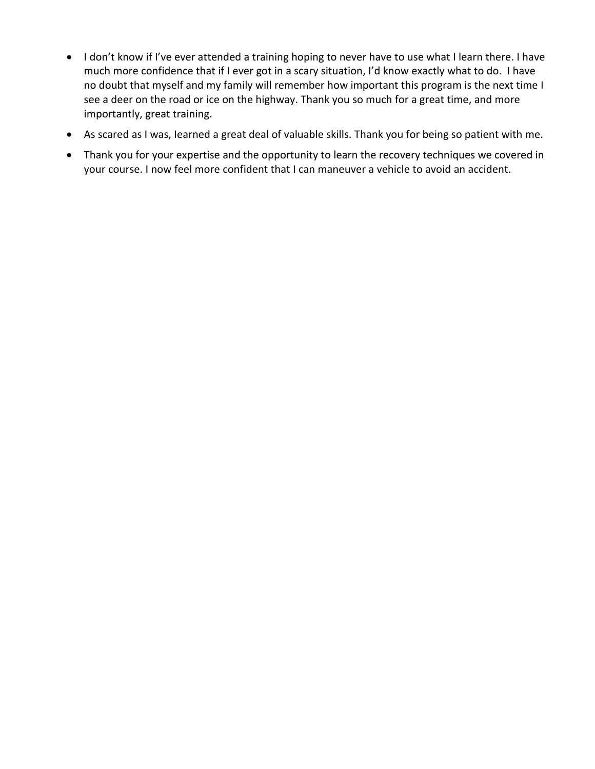- I don't know if I've ever attended a training hoping to never have to use what I learn there. I have much more confidence that if I ever got in a scary situation, I'd know exactly what to do. I have no doubt that myself and my family will remember how important this program is the next time I see a deer on the road or ice on the highway. Thank you so much for a great time, and more importantly, great training.
- As scared as I was, Iearned a great deal of valuable skills. Thank you for being so patient with me.
- Thank you for your expertise and the opportunity to learn the recovery techniques we covered in your course. I now feel more confident that I can maneuver a vehicle to avoid an accident.